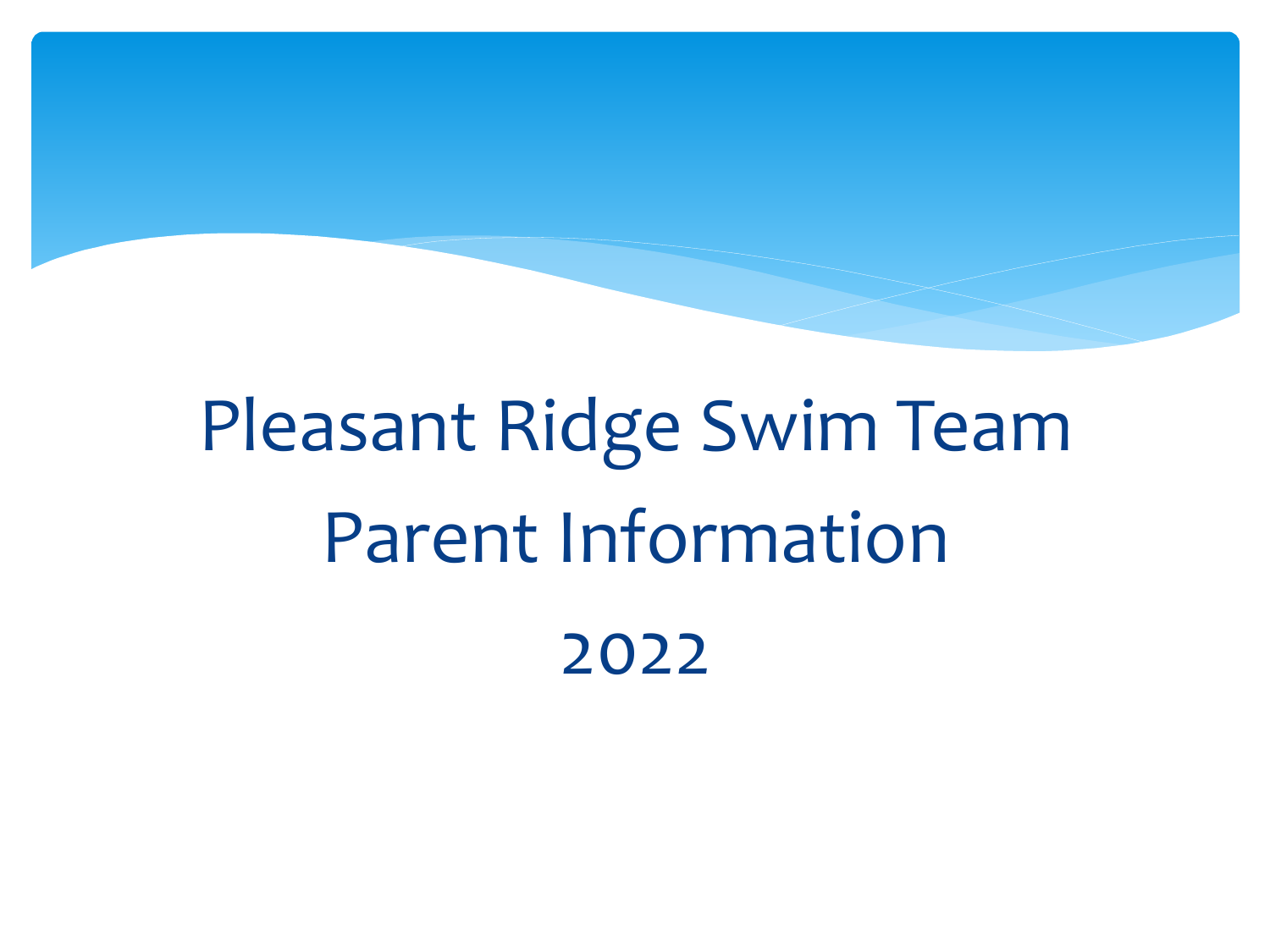# Pleasant Ridge Swim Team

# Parent Information

2022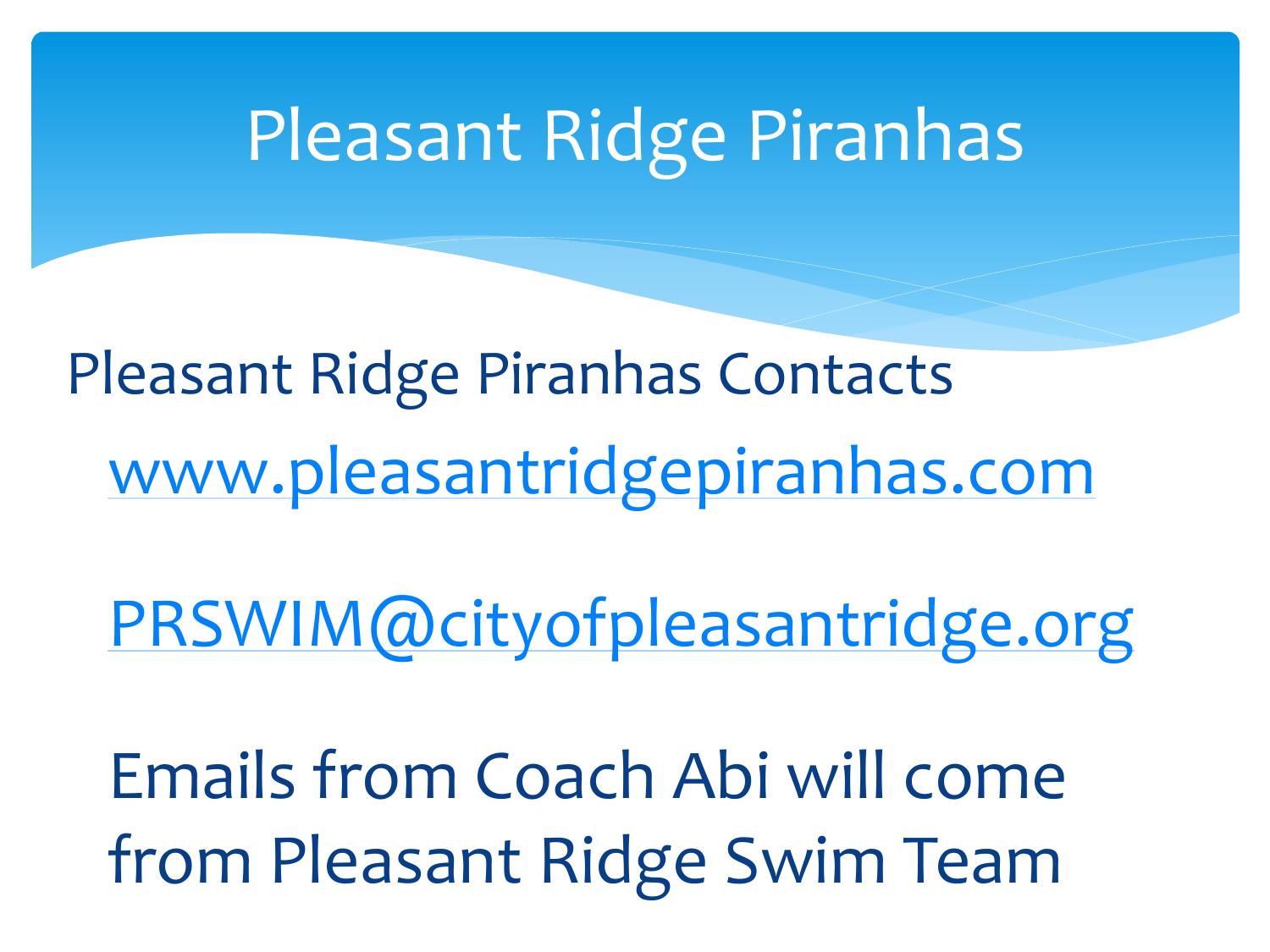# Pleasant Ridge Piranhas

Pleasant Ridge Piranhas Contacts

www.pleasantridgepiranhas.com

PRSWIM@cityofpleasantridge.org

Emails from Coach Abi will come from Pleasant Ridge Swim Team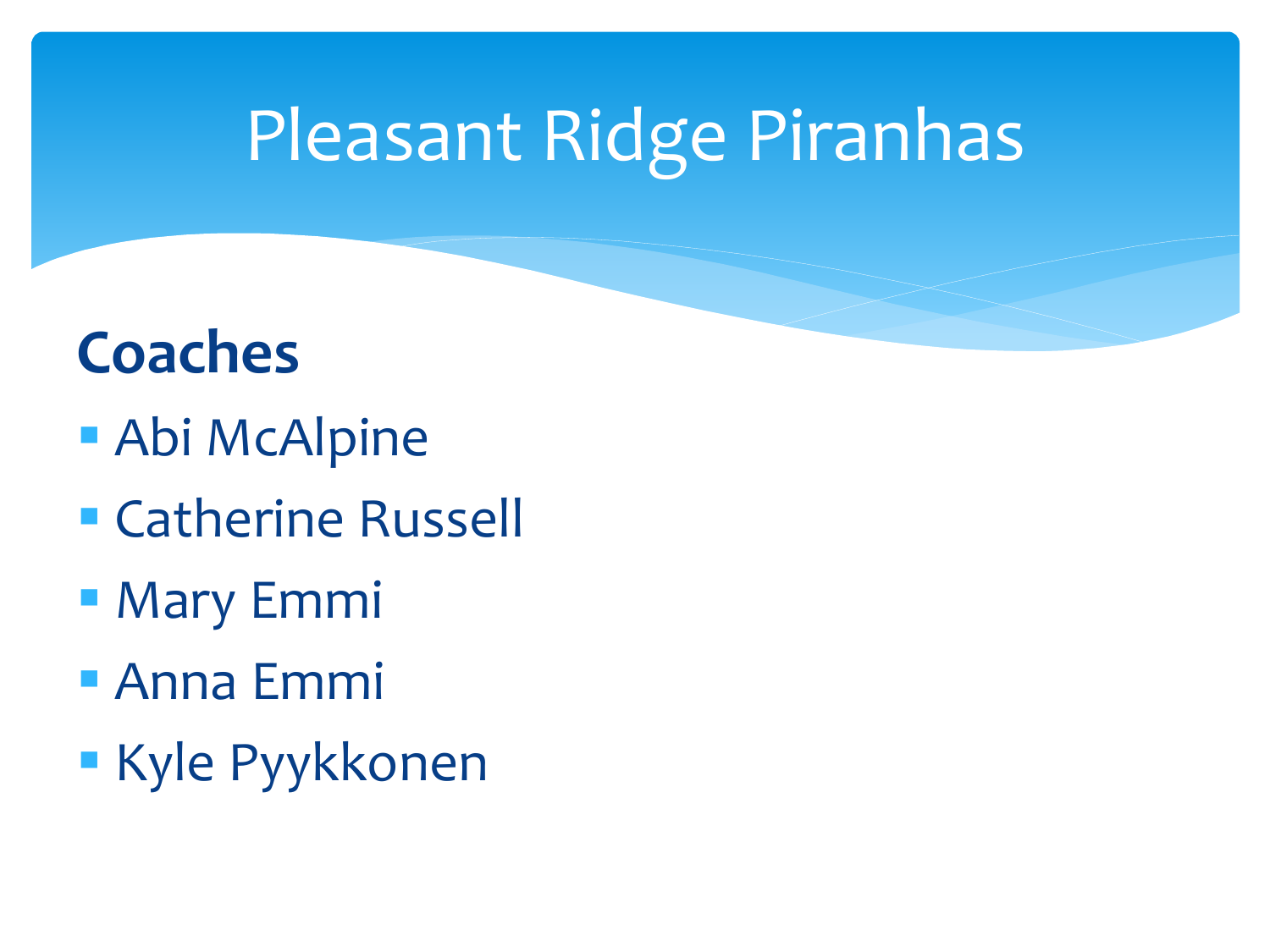# Pleasant Ridge Piranhas

## Coaches

- Abi McAlpine
- Catherine Russell
- Mary Emmi
- Anna Emmi
- Kyle Pyykkonen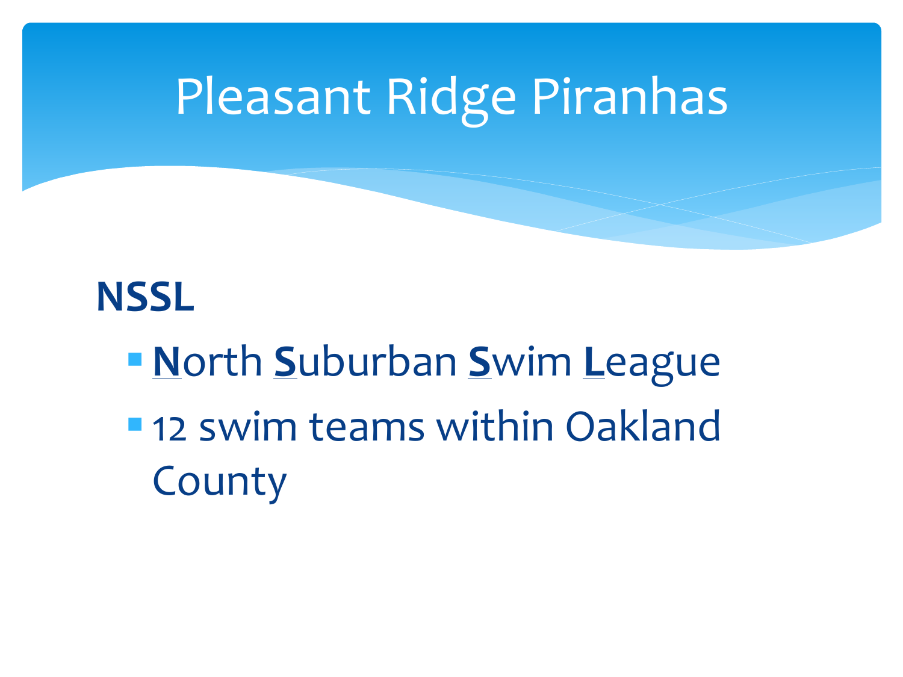# Pleasant Ridge Piranhas

**NSSL**

- **N**orth **S**uburban **S**wim **L**eague
- 12 swim teams within Oakland County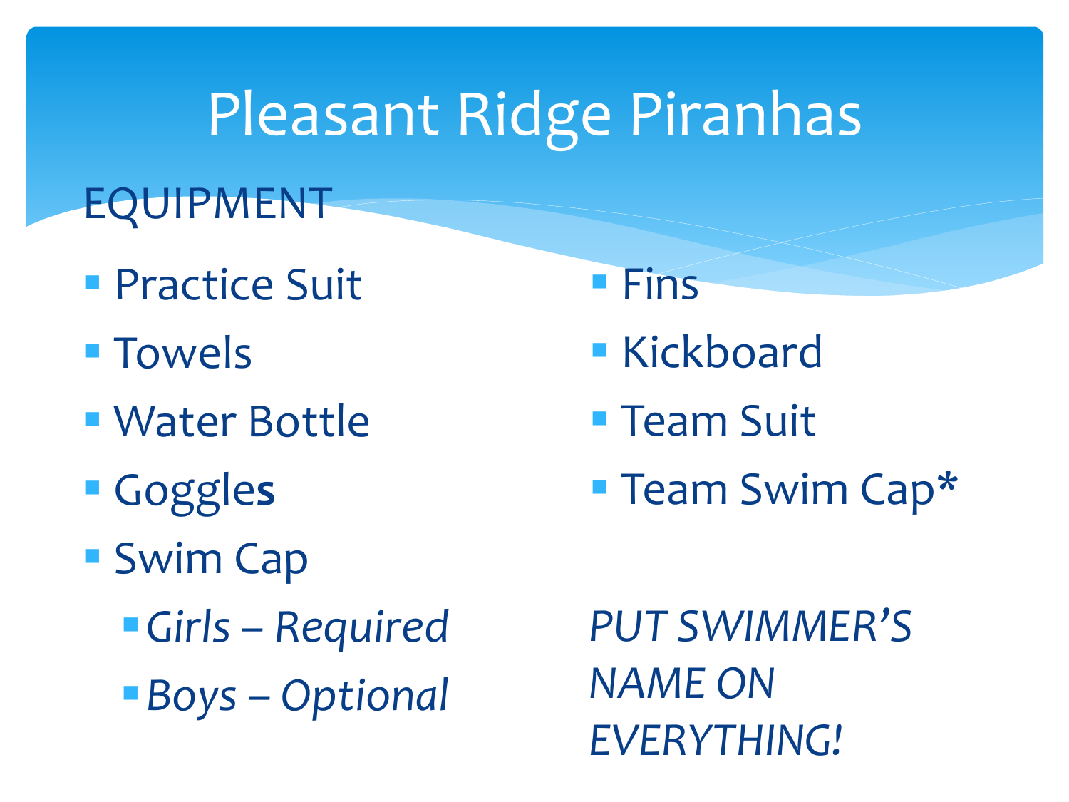# Pleasant Ridge Piranhas

## EQUIPMENT

- Practice Suit
- Towels
- Water Bottle
- Goggle**s**
- Swim Cap
  - *Girls – Required*
  - *Boys – Optional*
- Fins
- Kickboard
- Team Suit
- Team Swim Cap*

*PUT SWIMMER'S NAME ON EVERYTHING!*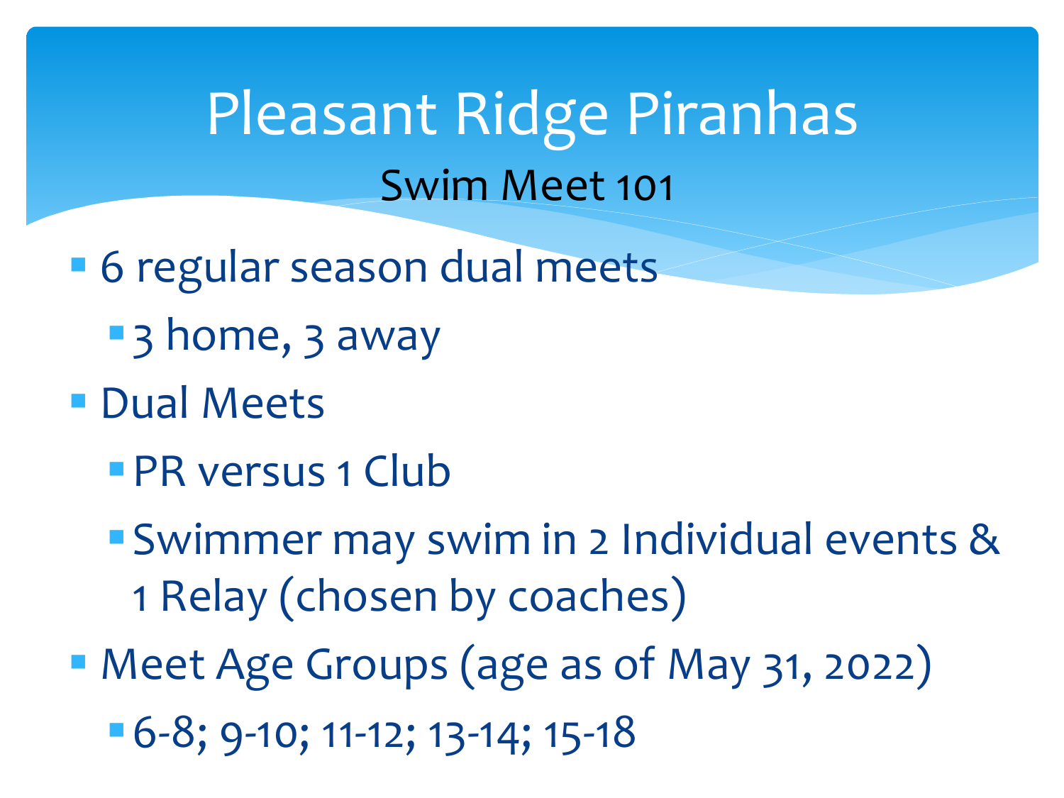# Pleasant Ridge Piranhas

## Swim Meet 101

- 6 regular season dual meets
  - 3 home, 3 away
- Dual Meets
  - PR versus 1 Club
  - Swimmer may swim in 2 Individual events & 1 Relay (chosen by coaches)
- Meet Age Groups (age as of May 31, 2022)
  - 6-8; 9-10; 11-12; 13-14; 15-18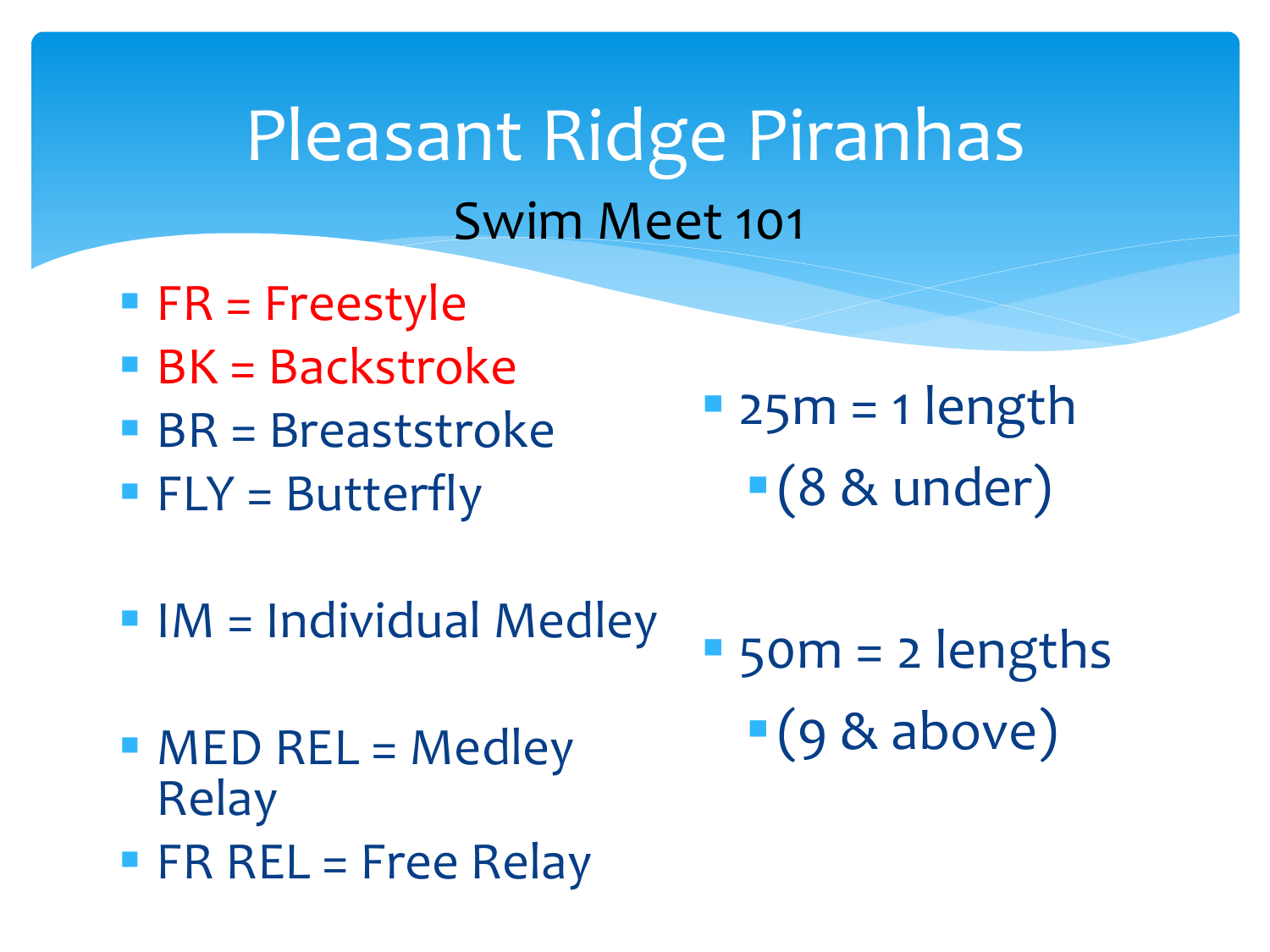# Pleasant Ridge Piranhas

## Swim Meet 101

- FR = Freestyle
- BK = Backstroke
- BR = Breaststroke
- FLY = Butterfly

- IM = Individual Medley

- MED REL = Medley Relay
- FR REL = Free Relay

- 25m = 1 length
  - (8 & under)

- 50m = 2 lengths
  - (9 & above)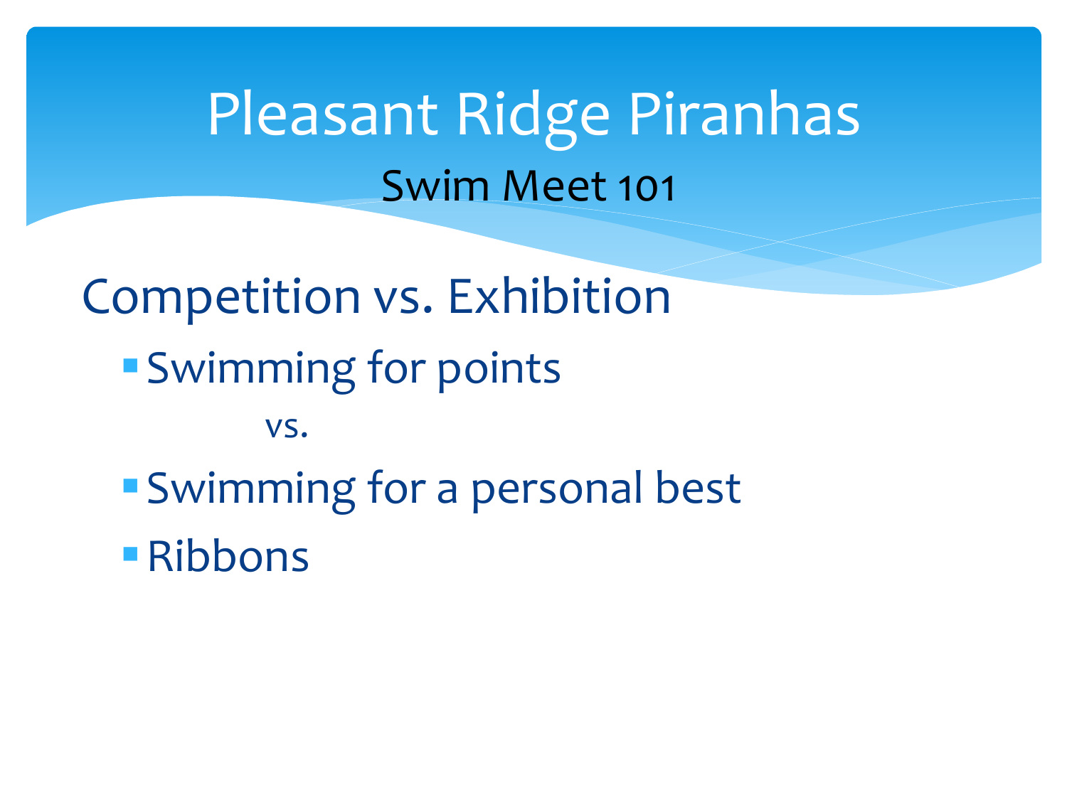# Pleasant Ridge Piranhas

Swim Meet 101

## Competition vs. Exhibition

- Swimming for points

  vs.

- Swimming for a personal best
- Ribbons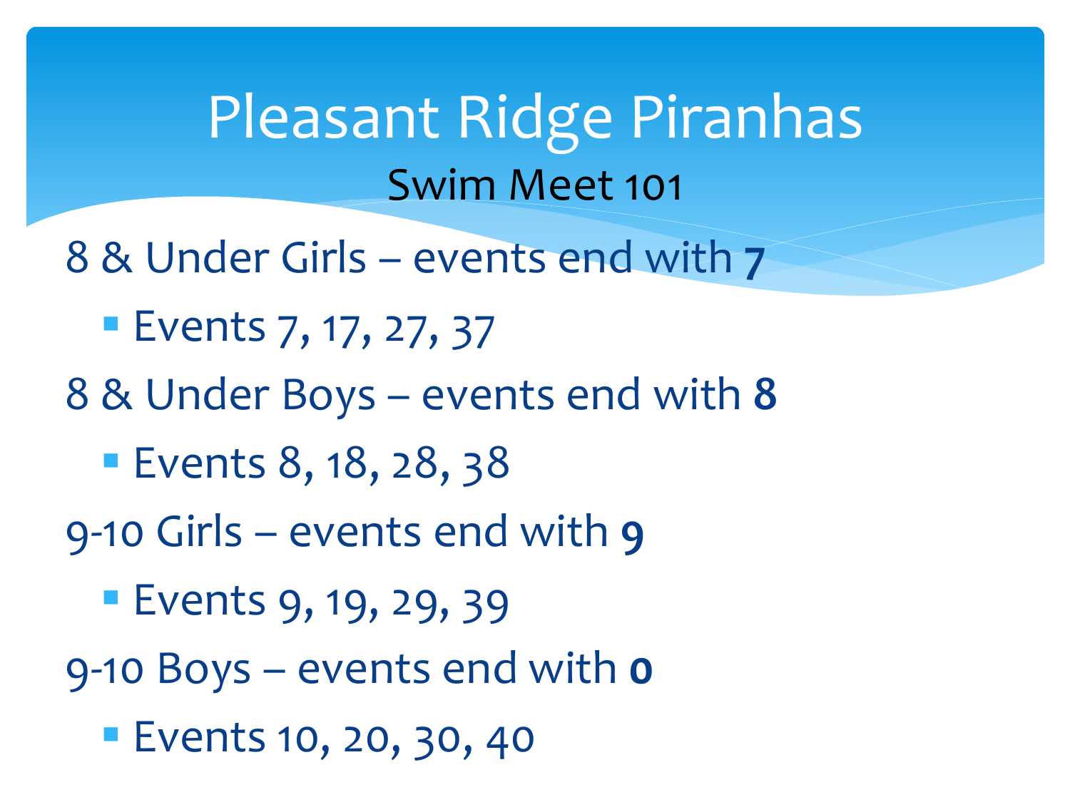# Pleasant Ridge Piranhas

## Swim Meet 101

8 & Under Girls – events end with **7**

- Events 7, 17, 27, 37

8 & Under Boys – events end with **8**

- Events 8, 18, 28, 38

9-10 Girls – events end with **9**

- Events 9, 19, 29, 39

9-10 Boys – events end with **0**

- Events 10, 20, 30, 40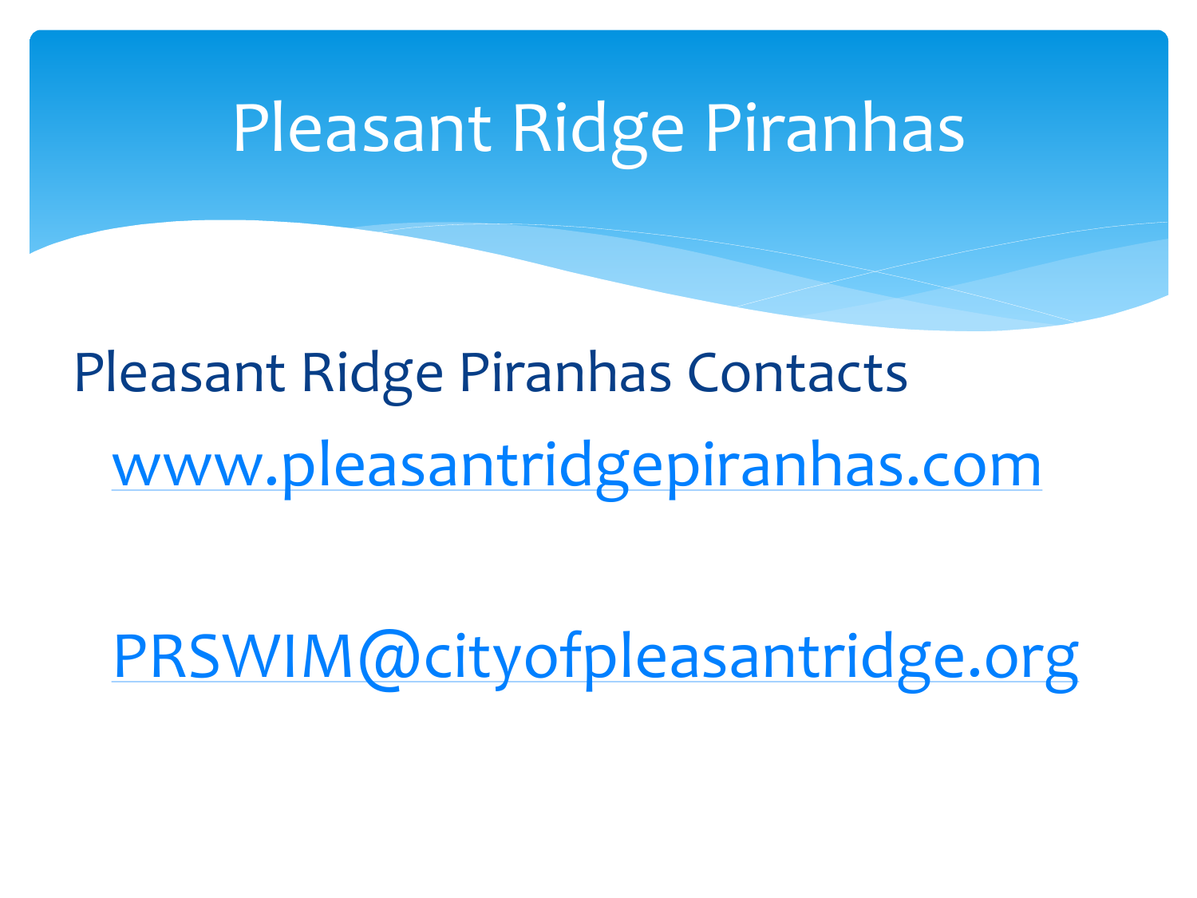# Pleasant Ridge Piranhas

Pleasant Ridge Piranhas Contacts

www.pleasantridgepiranhas.com

PRSWIM@cityofpleasantridge.org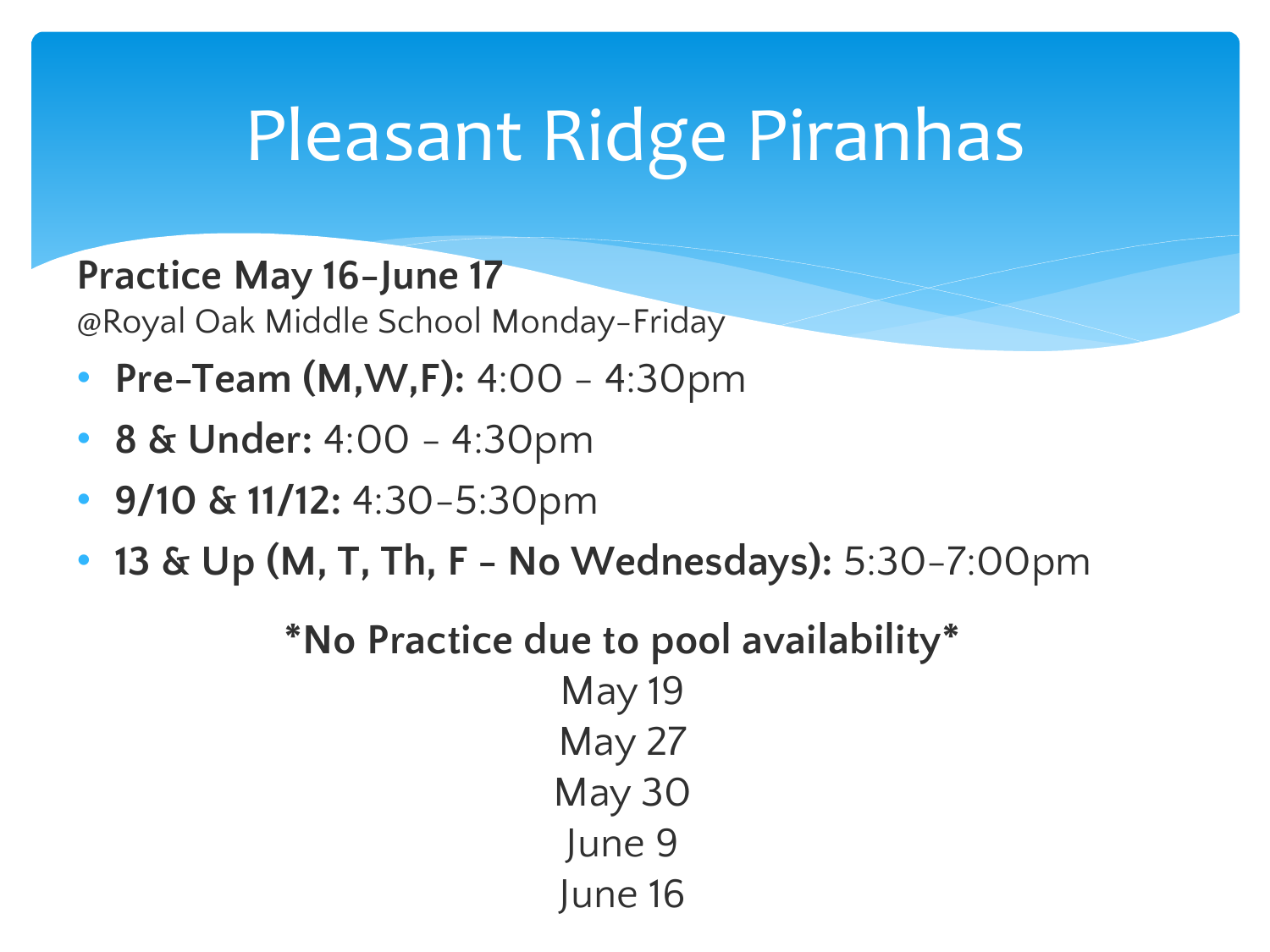# Pleasant Ridge Piranhas

**Practice May 16-June 17**

@Royal Oak Middle School Monday-Friday

- **Pre-Team (M,W,F):** 4:00 - 4:30pm
- **8 & Under:** 4:00 - 4:30pm
- **9/10 & 11/12:** 4:30-5:30pm
- **13 & Up (M, T, Th, F - No Wednesdays):** 5:30-7:00pm

**\*No Practice due to pool availability\***

May 19

May 27

May 30

June 9

June 16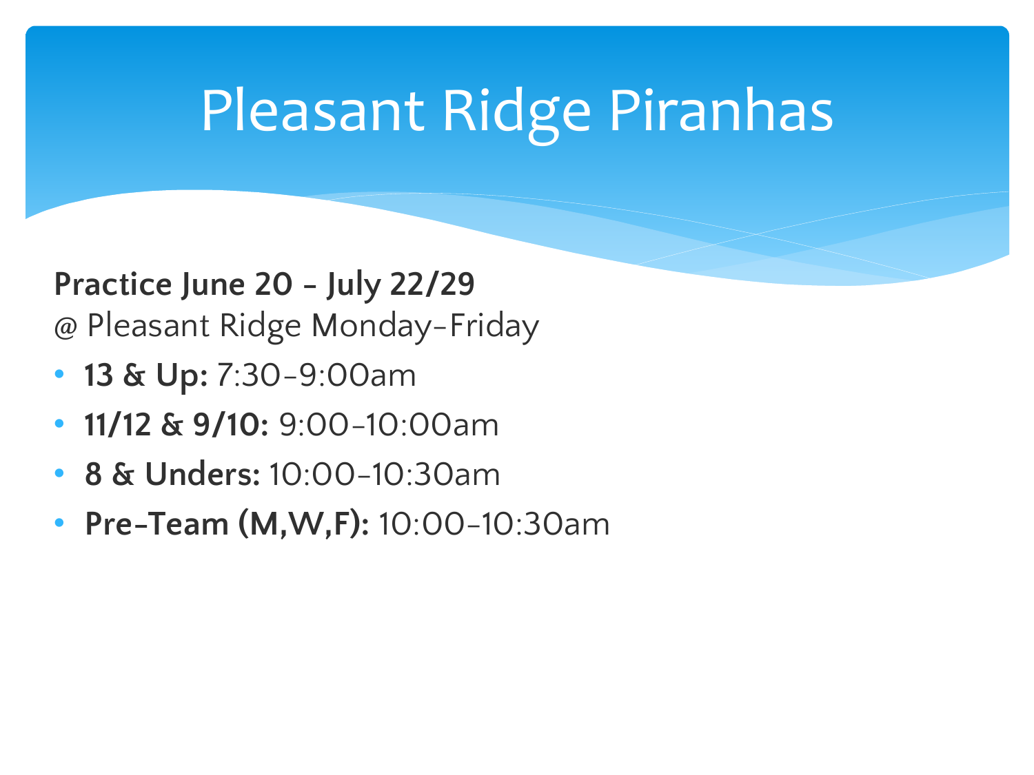# Pleasant Ridge Piranhas

**Practice June 20 - July 22/29**
@ Pleasant Ridge Monday-Friday

- **13 & Up:** 7:30-9:00am
- **11/12 & 9/10:** 9:00-10:00am
- **8 & Unders:** 10:00-10:30am
- **Pre-Team (M,W,F):** 10:00-10:30am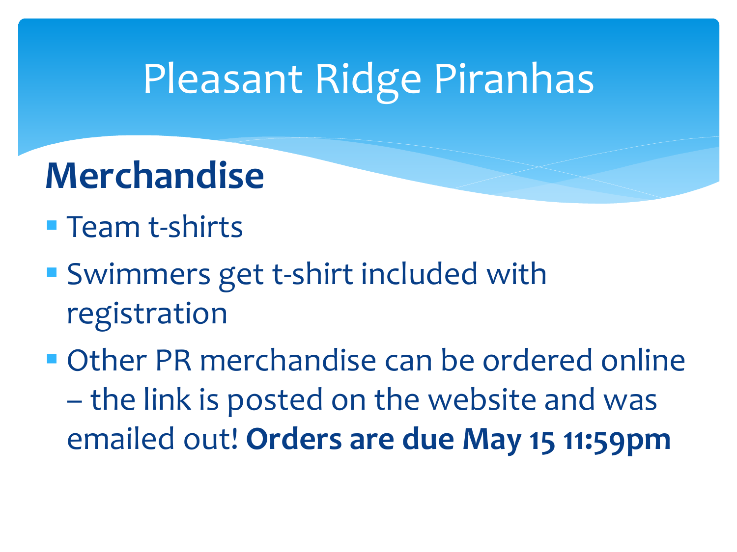# Pleasant Ridge Piranhas

## Merchandise

- Team t-shirts
- Swimmers get t-shirt included with registration
- Other PR merchandise can be ordered online – the link is posted on the website and was emailed out! **Orders are due May 15 11:59pm**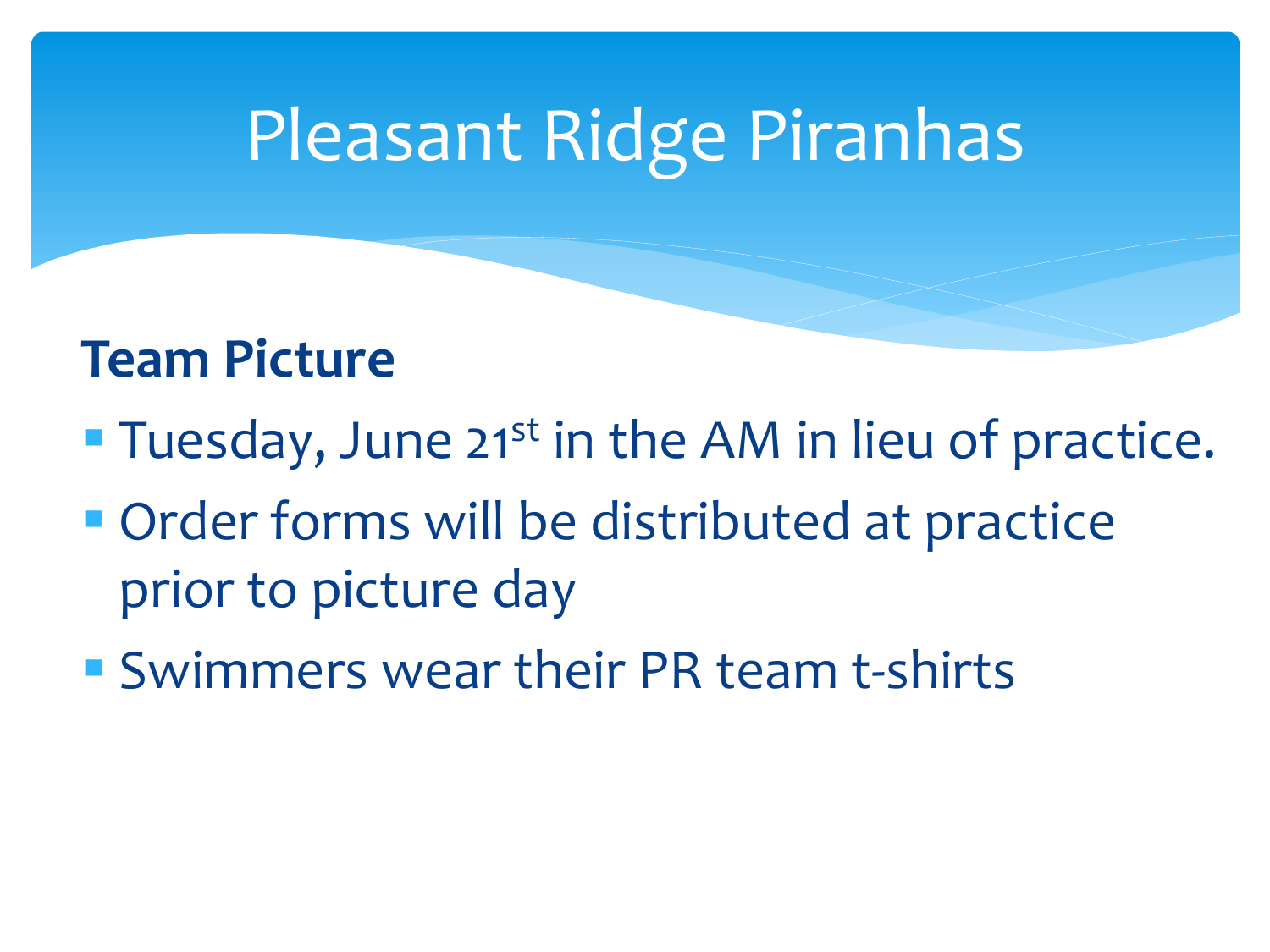# Pleasant Ridge Piranhas

**Team Picture**

- Tuesday, June 21st in the AM in lieu of practice.
- Order forms will be distributed at practice prior to picture day
- Swimmers wear their PR team t-shirts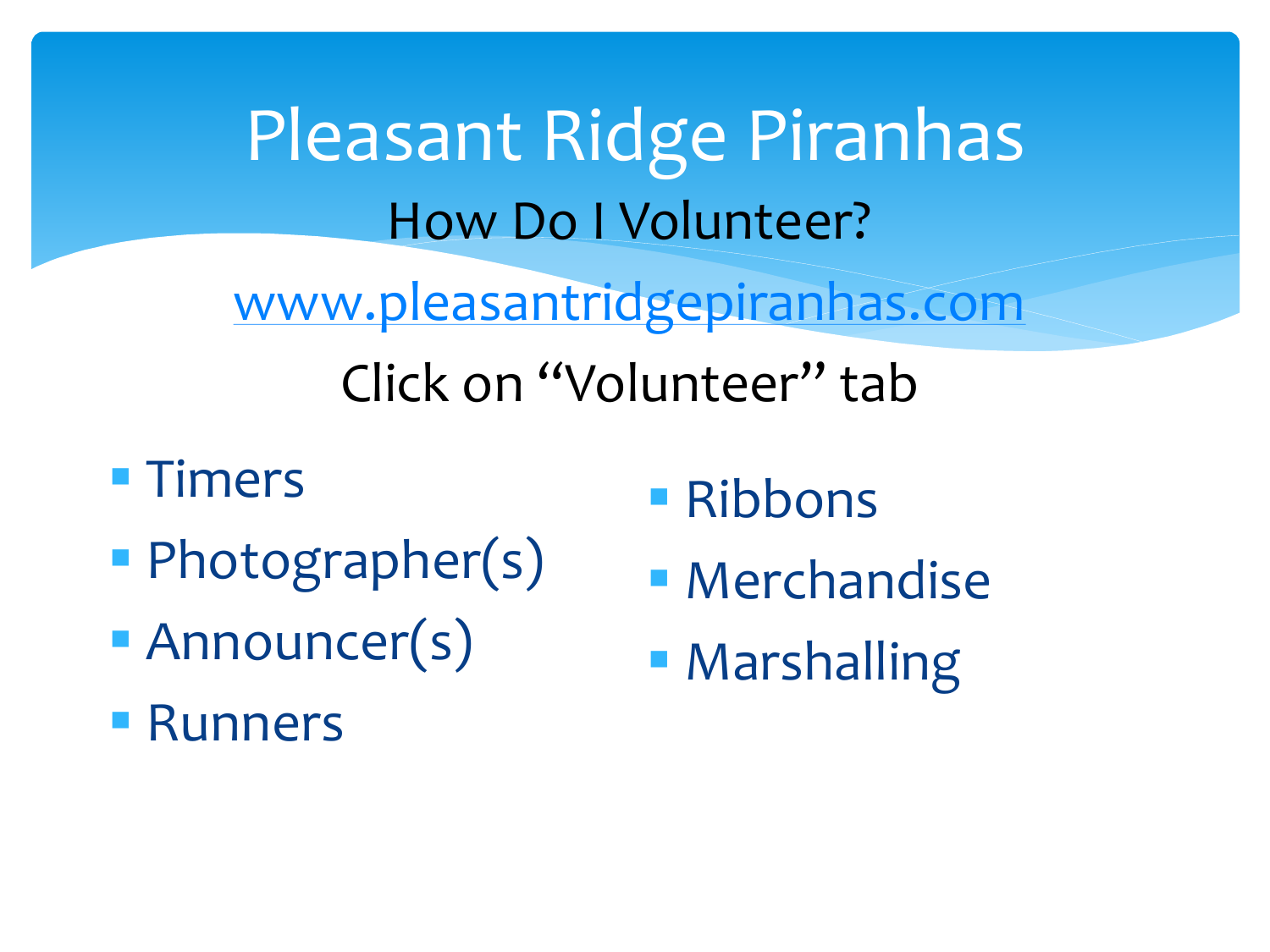# Pleasant Ridge Piranhas

## How Do I Volunteer?

www.pleasantridgepiranhas.com

Click on "Volunteer" tab

- Timers
- Photographer(s)
- Announcer(s)
- Runners
- Ribbons
- Merchandise
- Marshalling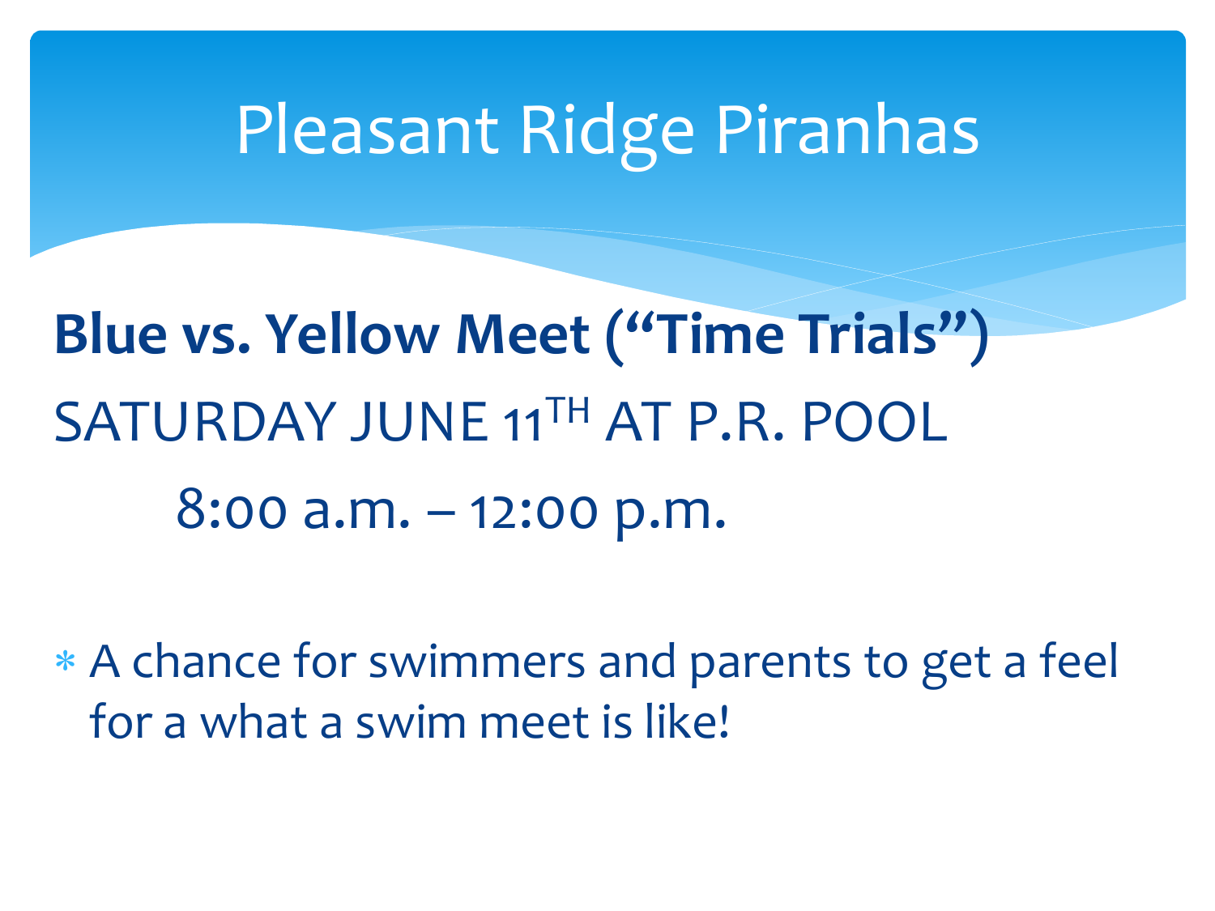# Pleasant Ridge Piranhas

**Blue vs. Yellow Meet ("Time Trials")**

SATURDAY JUNE 11TH AT P.R. POOL

8:00 a.m. – 12:00 p.m.

* A chance for swimmers and parents to get a feel for a what a swim meet is like!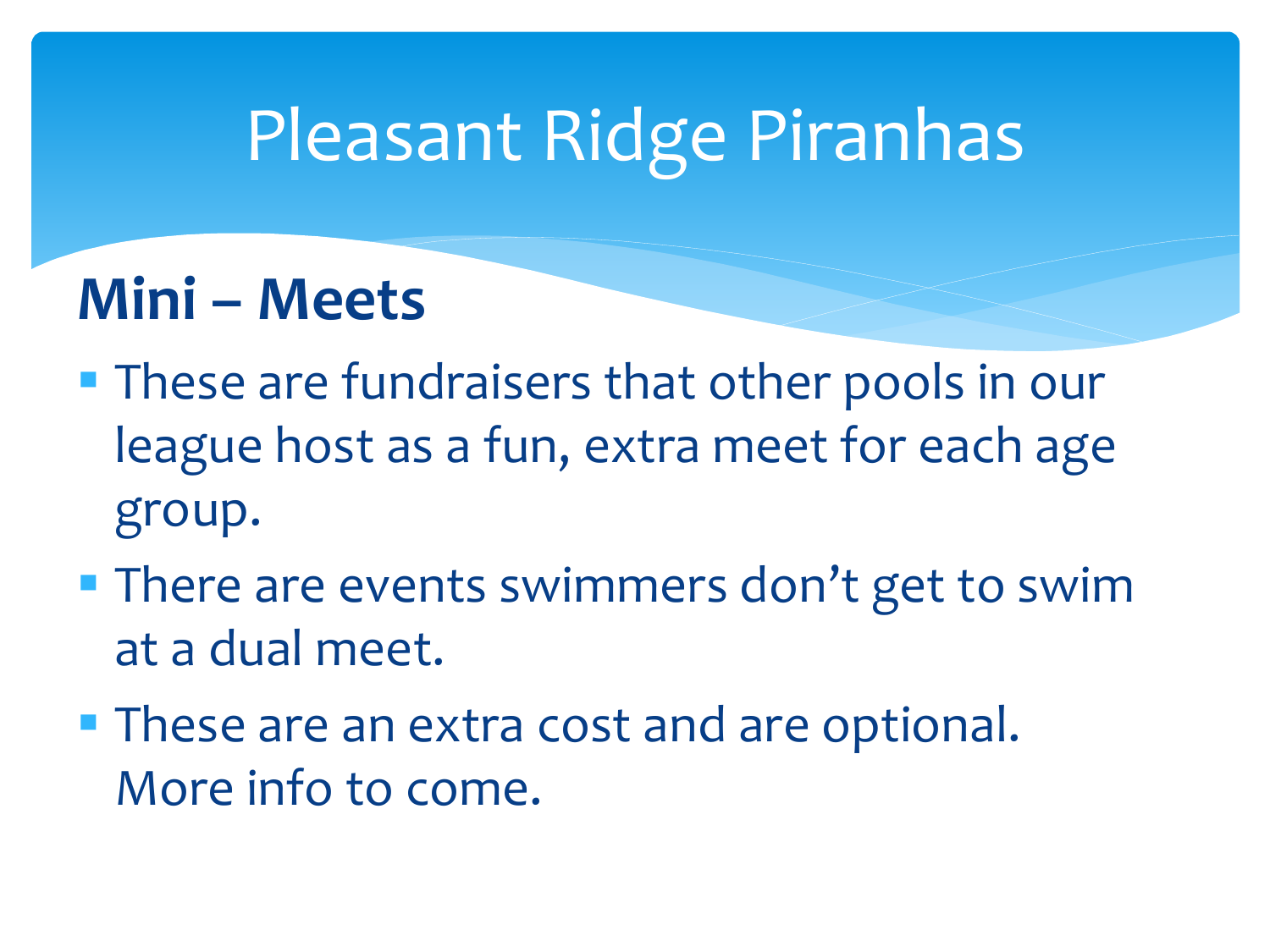# Pleasant Ridge Piranhas

## Mini – Meets

- These are fundraisers that other pools in our league host as a fun, extra meet for each age group.
- There are events swimmers don't get to swim at a dual meet.
- These are an extra cost and are optional. More info to come.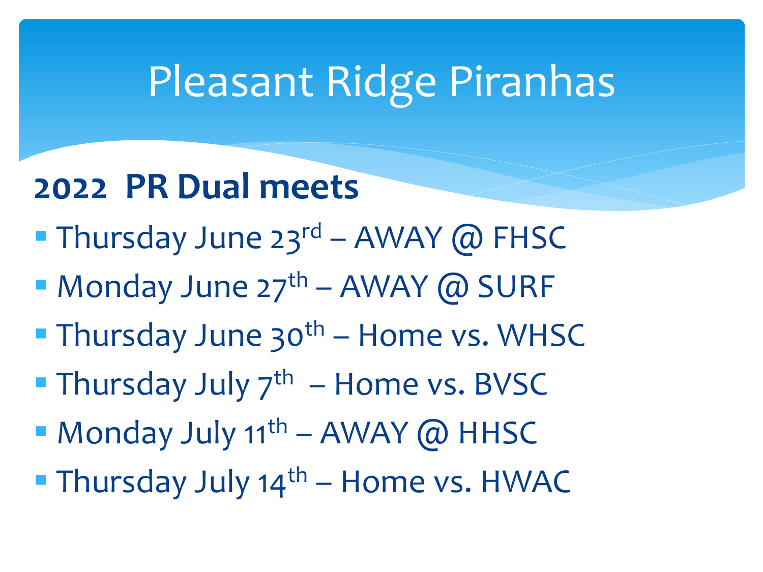# Pleasant Ridge Piranhas

## 2022 PR Dual meets

- Thursday June 23rd – AWAY @ FHSC
- Monday June 27th – AWAY @ SURF
- Thursday June 30th – Home vs. WHSC
- Thursday July 7th – Home vs. BVSC
- Monday July 11th – AWAY @ HHSC
- Thursday July 14th – Home vs. HWAC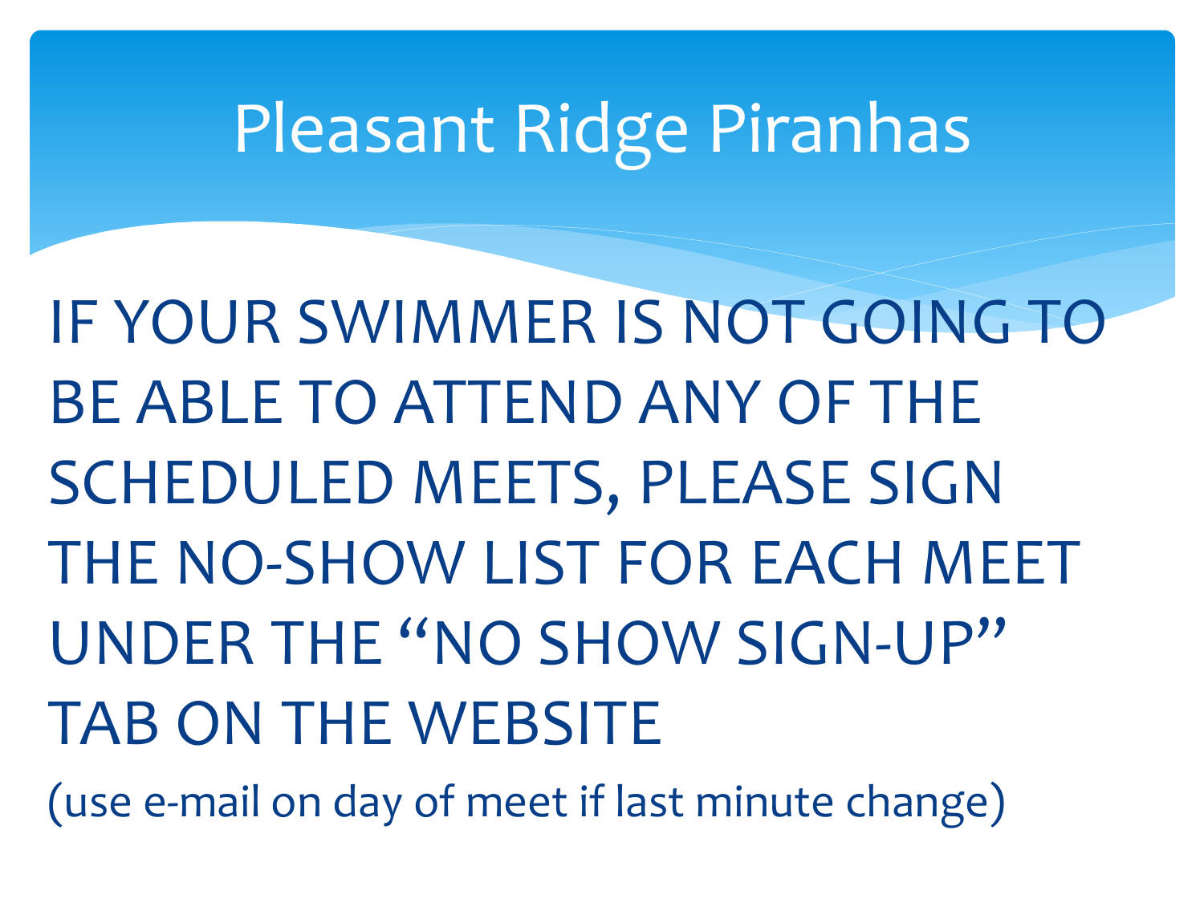# Pleasant Ridge Piranhas

IF YOUR SWIMMER IS NOT GOING TO BE ABLE TO ATTEND ANY OF THE SCHEDULED MEETS, PLEASE SIGN THE NO-SHOW LIST FOR EACH MEET UNDER THE "NO SHOW SIGN-UP" TAB ON THE WEBSITE

(use e-mail on day of meet if last minute change)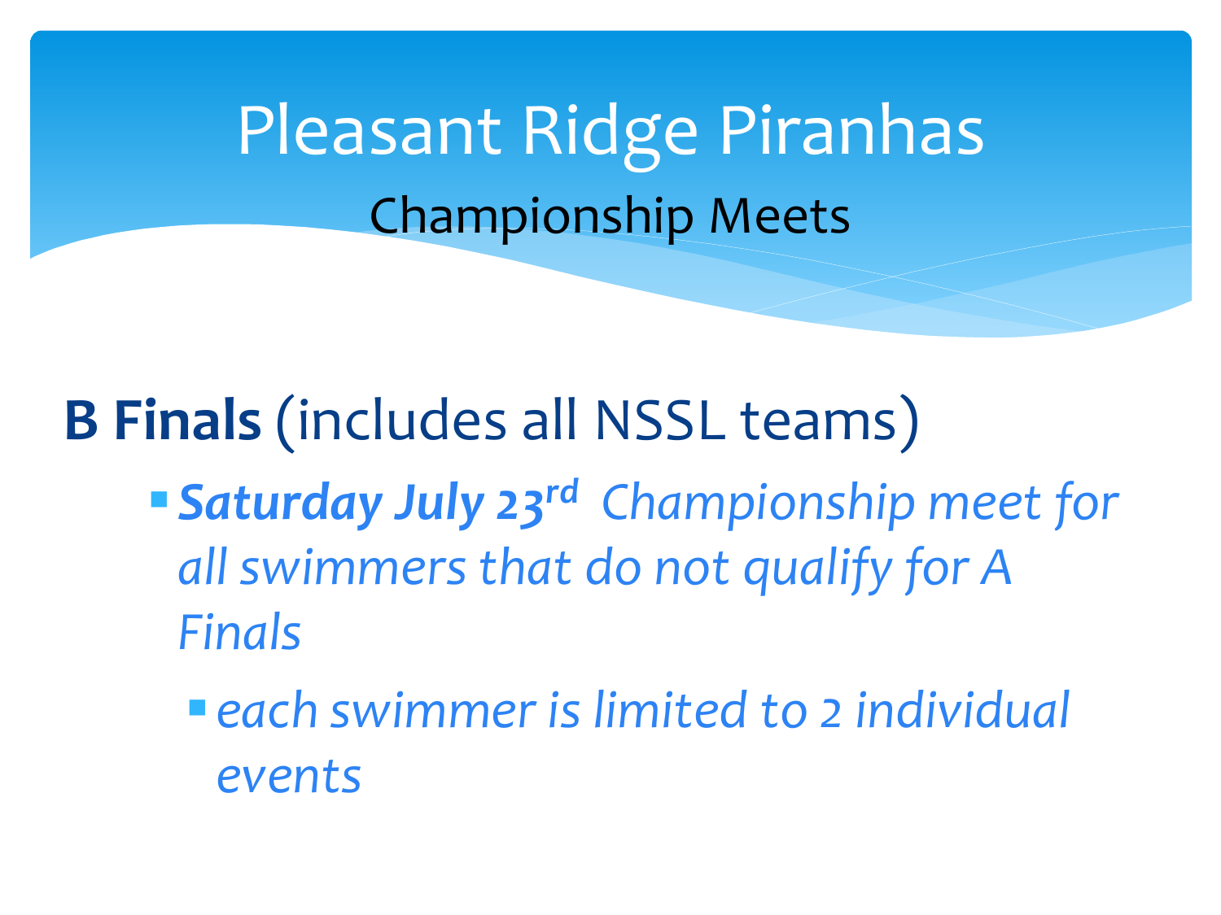# Pleasant Ridge Piranhas

## Championship Meets

**B Finals** (includes all NSSL teams)

- ***Saturday July 23rd*** *Championship meet for all swimmers that do not qualify for A Finals*
  - *each swimmer is limited to 2 individual events*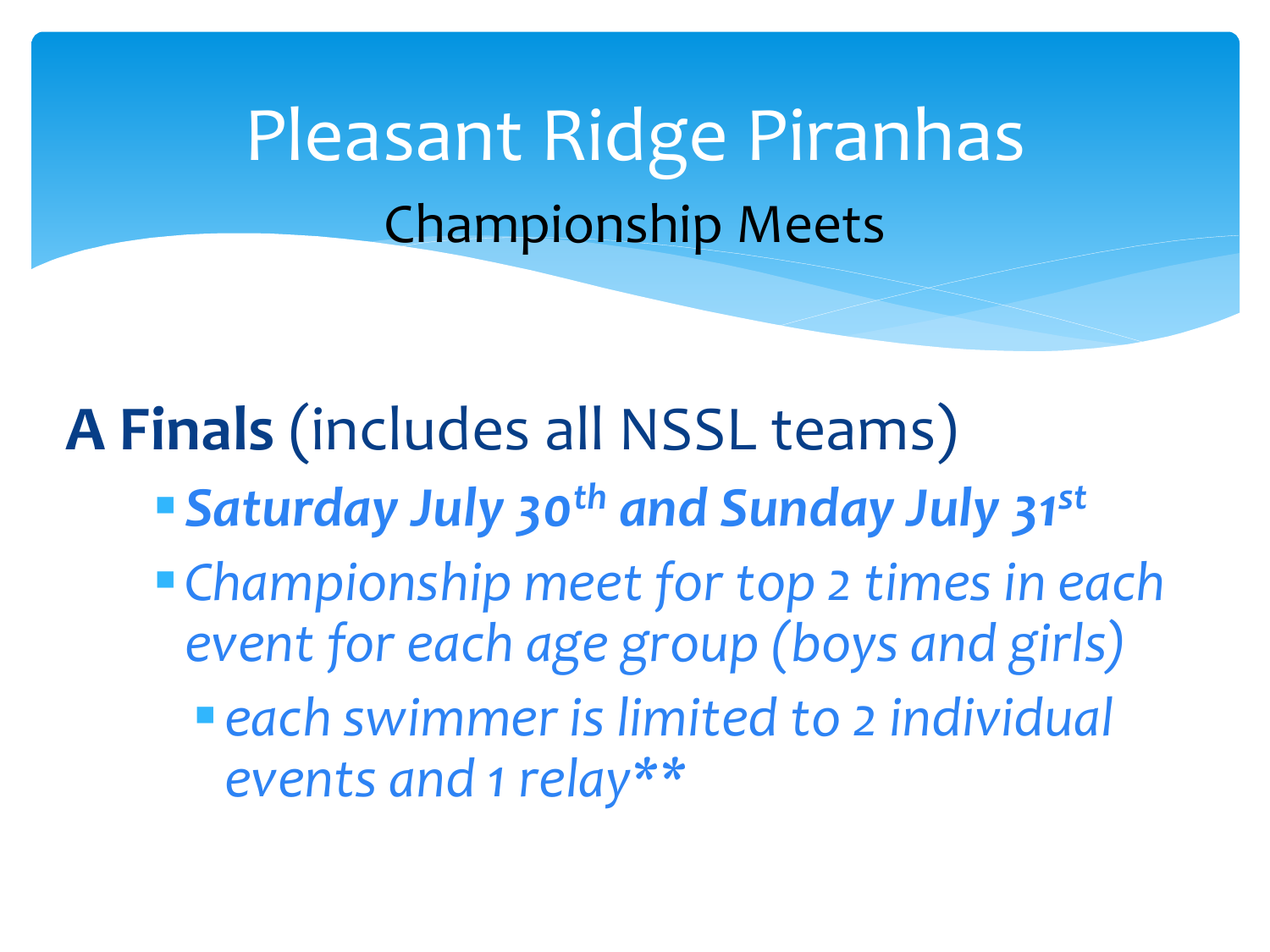# Pleasant Ridge Piranhas

## Championship Meets

**A Finals** (includes all NSSL teams)

- ***Saturday July 30th and Sunday July 31st***
- *Championship meet for top 2 times in each event for each age group (boys and girls)*
  - *each swimmer is limited to 2 individual events and 1 relay***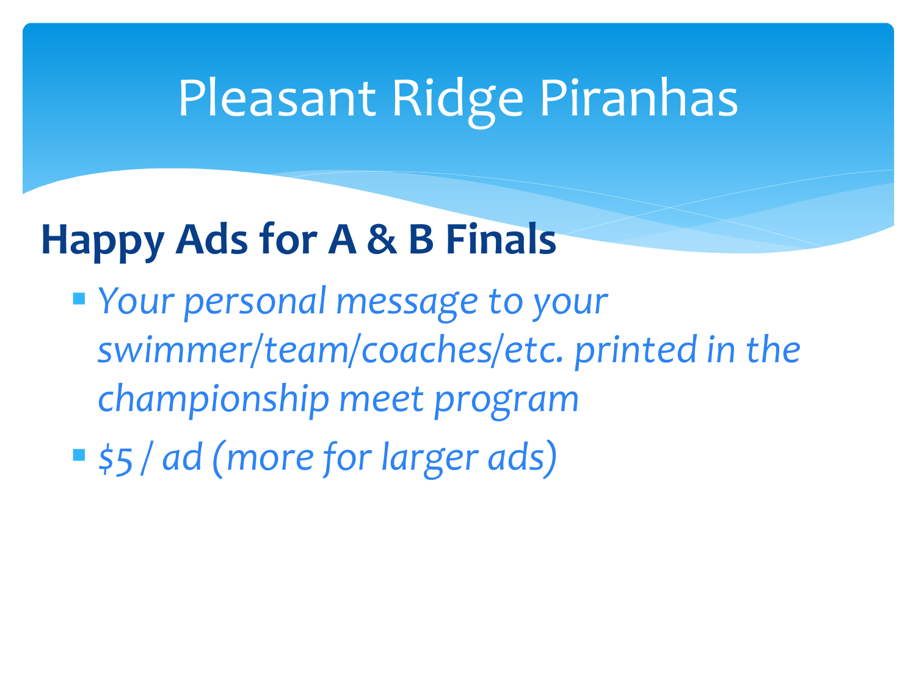# Pleasant Ridge Piranhas

## Happy Ads for A & B Finals

- *Your personal message to your swimmer/team/coaches/etc. printed in the championship meet program*
- *$5 / ad (more for larger ads)*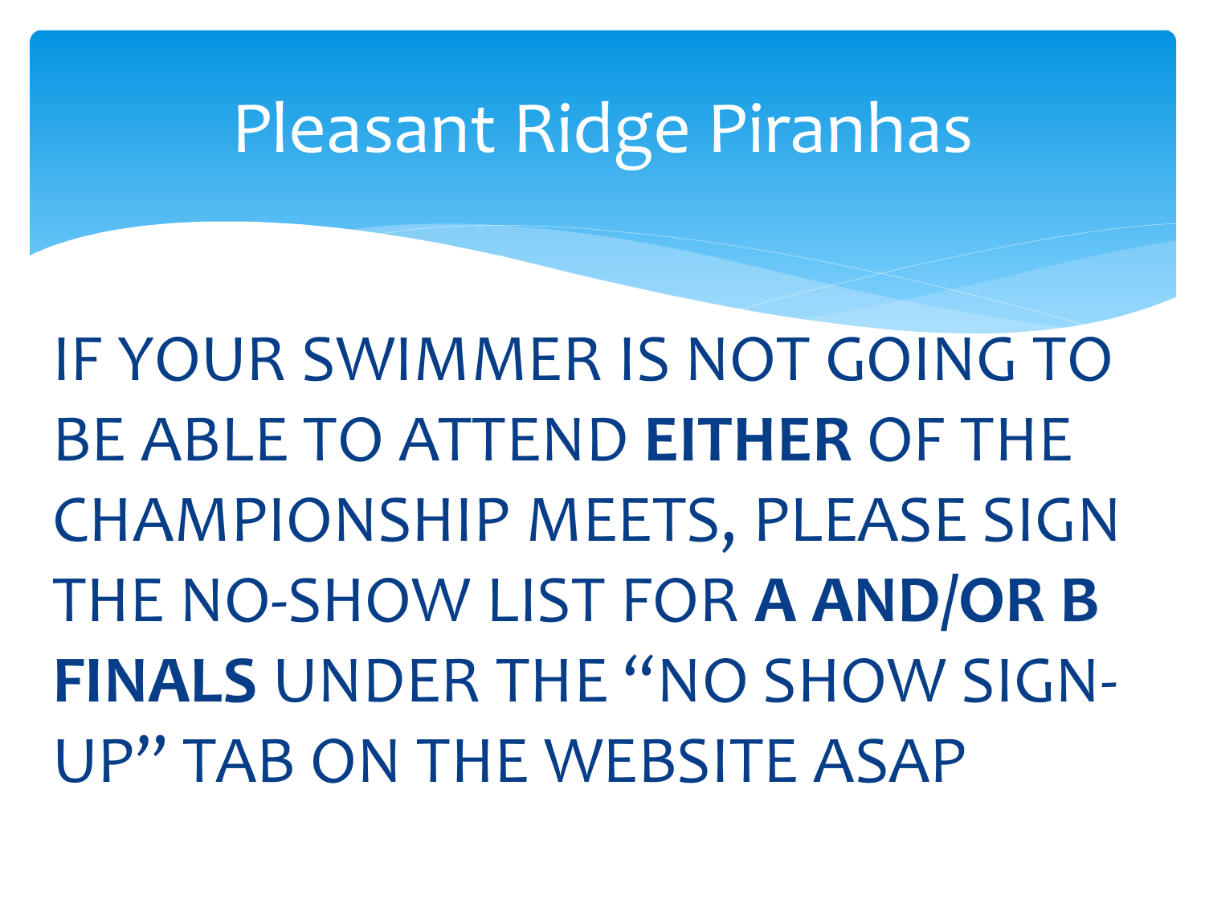# Pleasant Ridge Piranhas

IF YOUR SWIMMER IS NOT GOING TO BE ABLE TO ATTEND **EITHER** OF THE CHAMPIONSHIP MEETS, PLEASE SIGN THE NO-SHOW LIST FOR **A AND/OR B FINALS** UNDER THE "NO SHOW SIGN-UP" TAB ON THE WEBSITE ASAP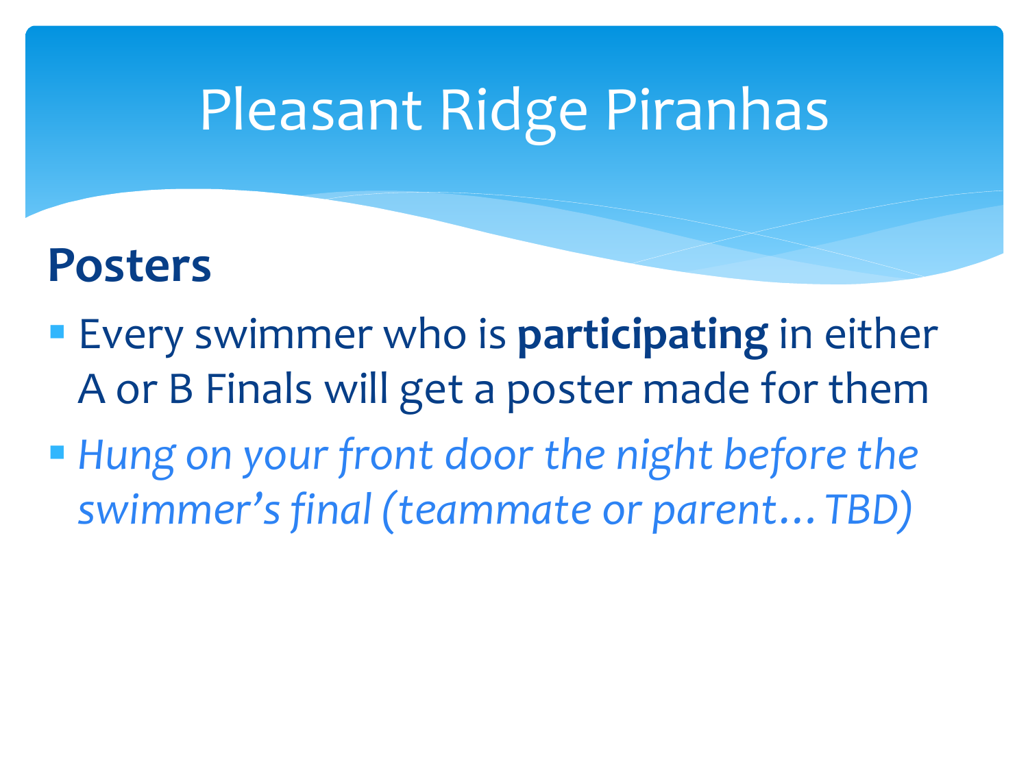# Pleasant Ridge Piranhas

## Posters

- Every swimmer who is **participating** in either A or B Finals will get a poster made for them
- *Hung on your front door the night before the swimmer's final (teammate or parent… TBD)*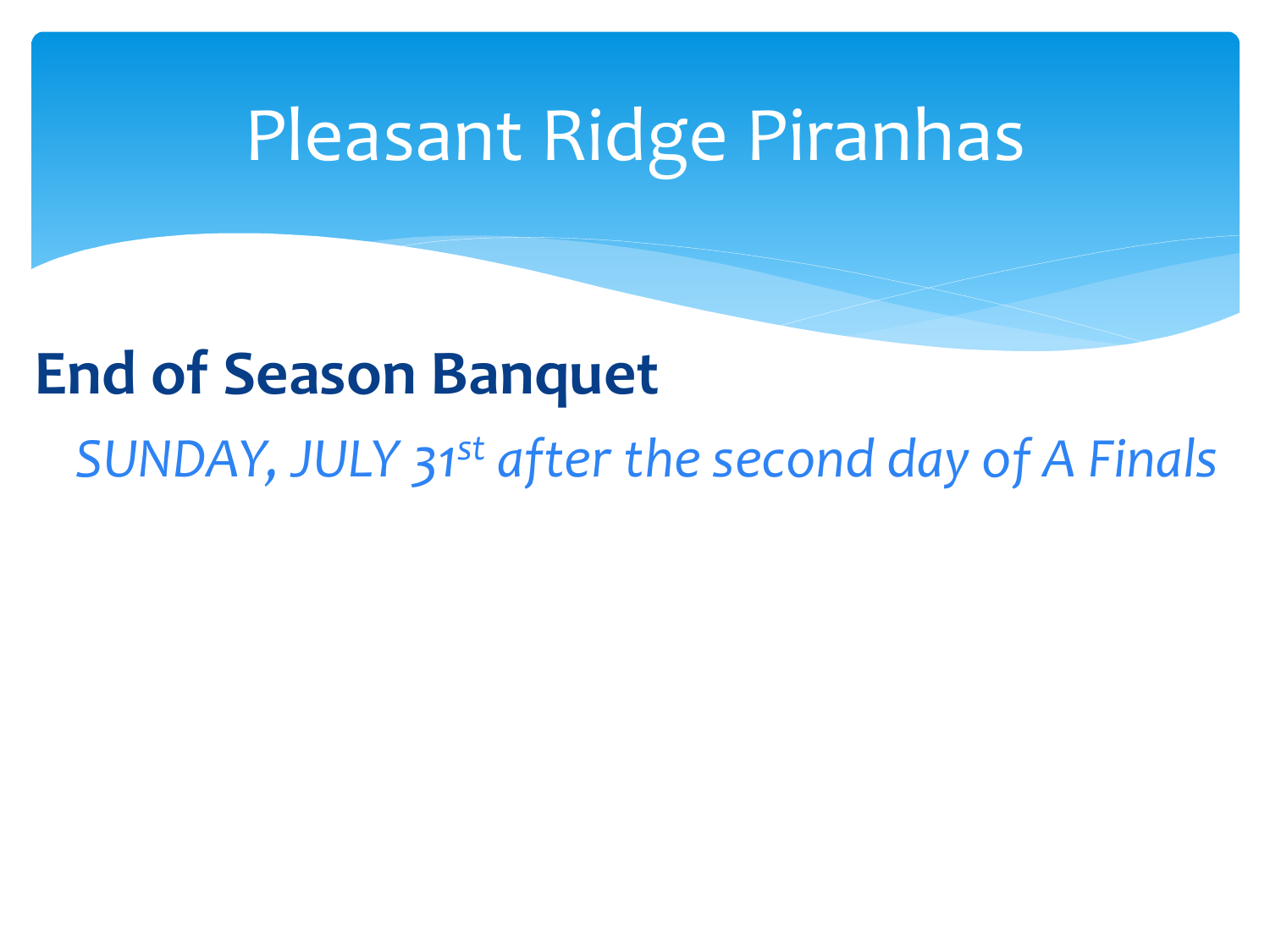# Pleasant Ridge Piranhas

## End of Season Banquet

*SUNDAY, JULY 31st after the second day of A Finals*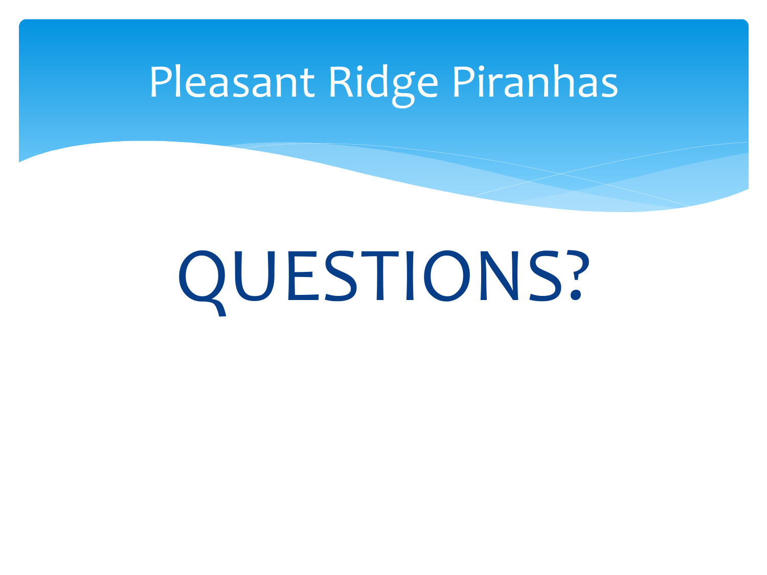# Pleasant Ridge Piranhas

QUESTIONS?